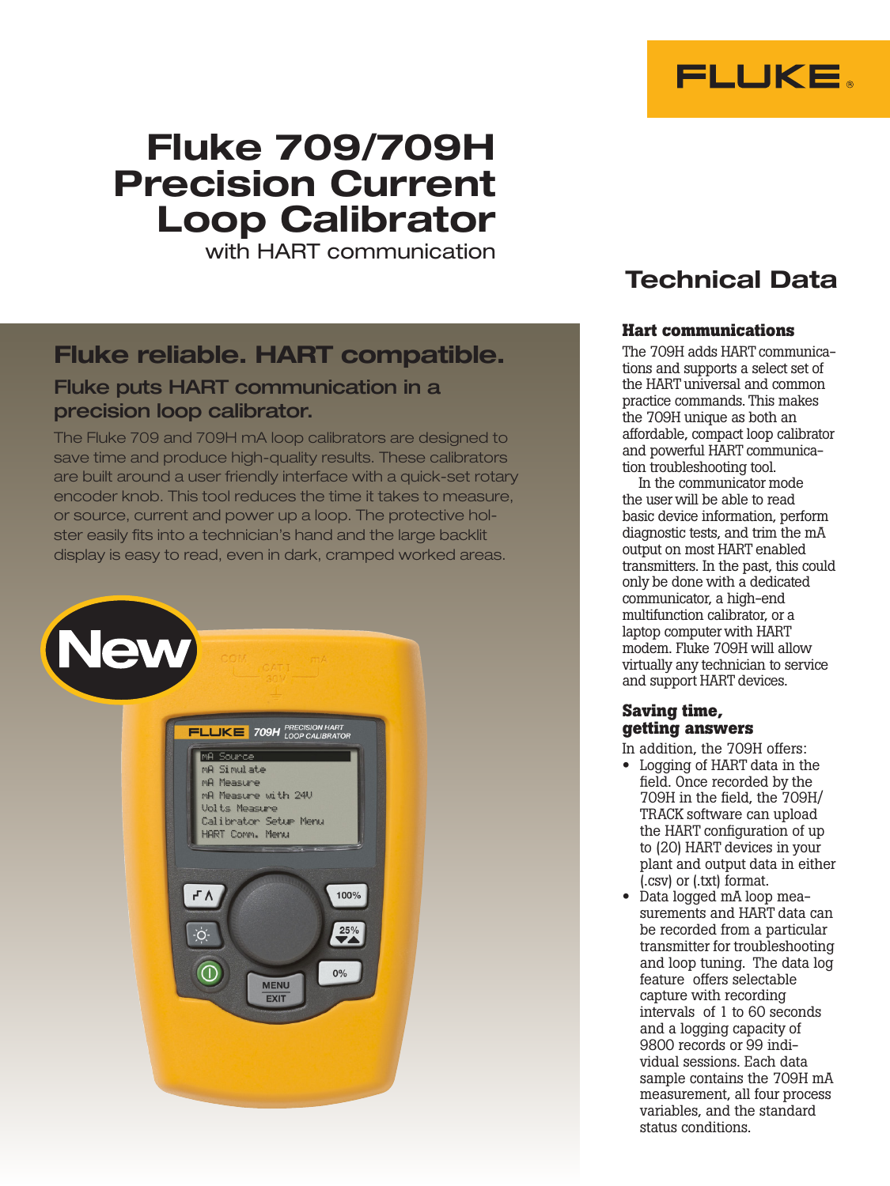# Fluke 709/709H Precision Current Loop Calibrator

with HART communication

## Fluke reliable. HART compatible.

### Fluke puts HART communication in a precision loop calibrator.

The Fluke 709 and 709H mA loop calibrators are designed to save time and produce high-quality results. These calibrators are built around a user friendly interface with a quick-set rotary encoder knob. This tool reduces the time it takes to measure, or source, current and power up a loop. The protective holster easily fits into a technician's hand and the large backlit display is easy to read, even in dark, cramped worked areas.

## Technical Data

### Hart communications

The 709H adds HART communications and supports a select set of the HART universal and common practice commands. This makes the 709H unique as both an affordable, compact loop calibrator and powerful HART communication troubleshooting tool.

In the communicator mode the user will be able to read basic device information, perform diagnostic tests, and trim the mA output on most HART enabled transmitters. In the past, this could only be done with a dedicated communicator, a high-end multifunction calibrator, or a laptop computer with HART modem. Fluke 709H will allow virtually any technician to service and support HART devices.

### Saving time, getting answers

In addition, the 709H offers:

- Logging of HART data in the field. Once recorded by the 709H in the field, the 709H/TRACK software can upload the HART configuration of up to (20) HART devices in your plant and output data in either (.csv) or (.txt) format.
- Data logged mA loop measurements and HART data can be recorded from a particular transmitter for troubleshooting and loop tuning. The data log feature offers selectable capture with recording intervals of 1 to 60 seconds and a logging capacity of 9800 records or 99 individual sessions. Each data sample contains the 709H mA measurement, all four process variables, and the standard status conditions.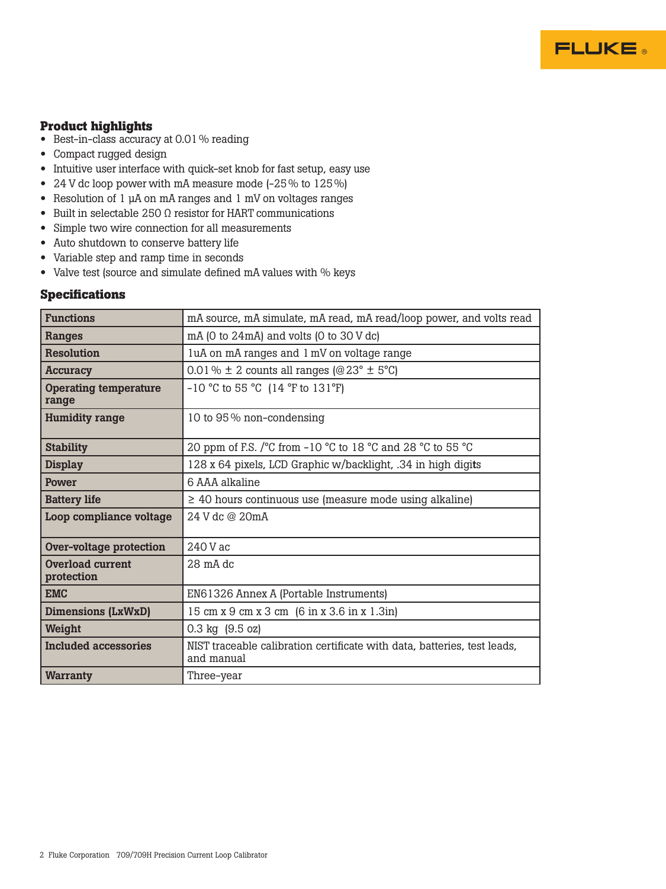## Product highlights

- Best-in-class accuracy at 0.01 % reading
- Compact rugged design
- Intuitive user interface with quick-set knob for fast setup, easy use
- 24 V dc loop power with mA measure mode (-25 % to 125 %)
- Resolution of 1 µA on mA ranges and 1 mV on voltages ranges
- Built in selectable 250 Ω resistor for HART communications
- Simple two wire connection for all measurements
- Auto shutdown to conserve battery life
- Variable step and ramp time in seconds
- Valve test (source and simulate defined mA values with % keys

## Specifications

| | |
|---|---|
| **Functions** | mA source, mA simulate, mA read, mA read/loop power, and volts read |
| **Ranges** | mA (0 to 24mA) and volts (0 to 30 V dc) |
| **Resolution** | 1uA on mA ranges and 1 mV on voltage range |
| **Accuracy** | 0.01 % ± 2 counts all ranges (@23° ± 5°C) |
| **Operating temperature range** | -10 °C to 55 °C (14 °F to 131°F) |
| **Humidity range** | 10 to 95 % non-condensing |
| **Stability** | 20 ppm of F.S. /°C from -10 °C to 18 °C and 28 °C to 55 °C |
| **Display** | 128 x 64 pixels, LCD Graphic w/backlight, .34 in high digits |
| **Power** | 6 AAA alkaline |
| **Battery life** | ≥ 40 hours continuous use (measure mode using alkaline) |
| **Loop compliance voltage** | 24 V dc @ 20mA |
| **Over-voltage protection** | 240 V ac |
| **Overload current protection** | 28 mA dc |
| **EMC** | EN61326 Annex A (Portable Instruments) |
| **Dimensions (LxWxD)** | 15 cm x 9 cm x 3 cm (6 in x 3.6 in x 1.3in) |
| **Weight** | 0.3 kg (9.5 oz) |
| **Included accessories** | NIST traceable calibration certificate with data, batteries, test leads, and manual |
| **Warranty** | Three-year |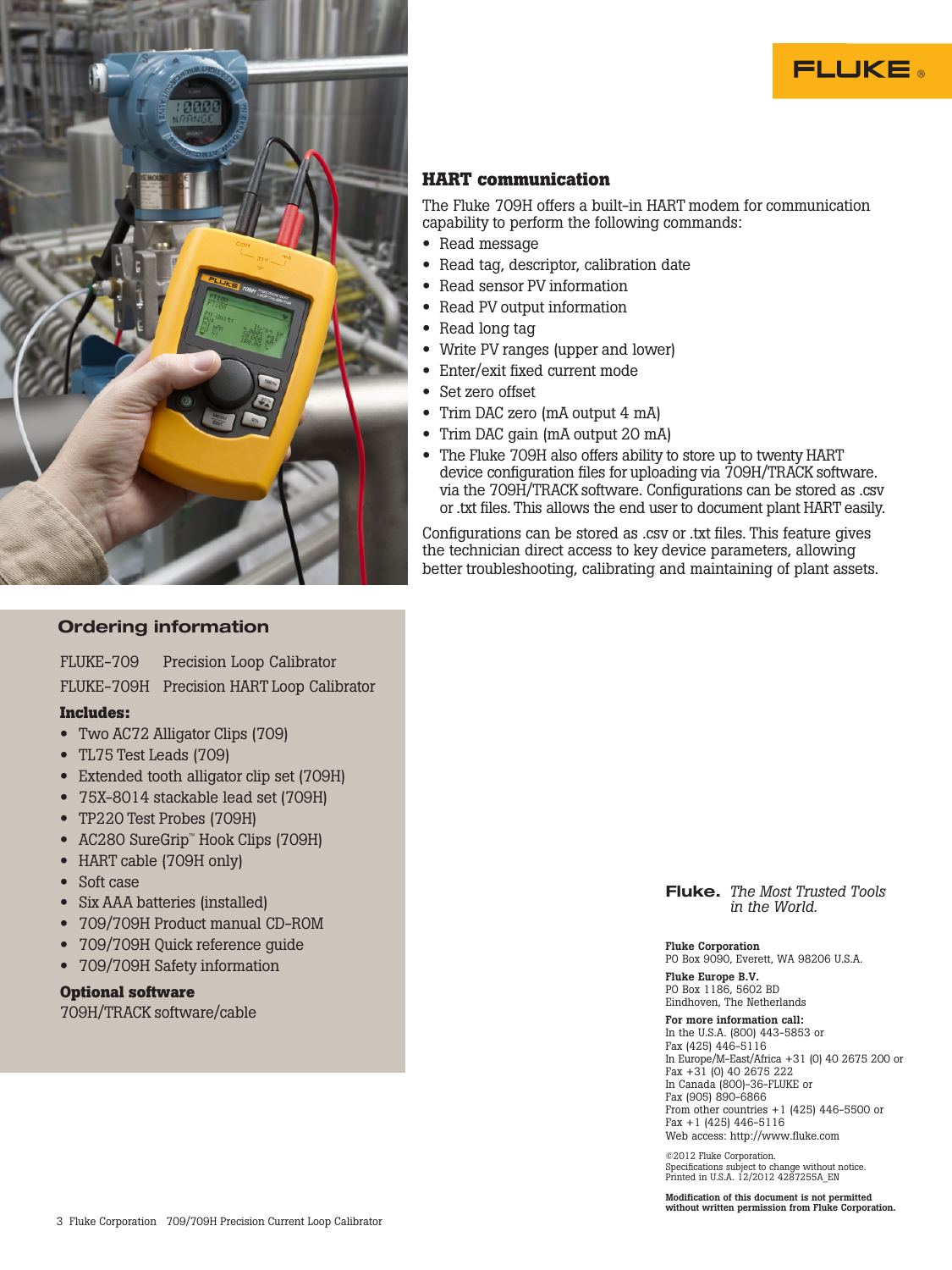## HART communication

The Fluke 709H offers a built-in HART modem for communication capability to perform the following commands:

- Read message
- Read tag, descriptor, calibration date
- Read sensor PV information
- Read PV output information
- Read long tag
- Write PV ranges (upper and lower)
- Enter/exit fixed current mode
- Set zero offset
- Trim DAC zero (mA output 4 mA)
- Trim DAC gain (mA output 20 mA)
- The Fluke 709H also offers ability to store up to twenty HART device configuration files for uploading via 709H/TRACK software. via the 709H/TRACK software. Configurations can be stored as .csv or .txt files. This allows the end user to document plant HART easily.

Configurations can be stored as .csv or .txt files. This feature gives the technician direct access to key device parameters, allowing better troubleshooting, calibrating and maintaining of plant assets.

## Ordering information

| | |
|---|---|
| FLUKE-709 | Precision Loop Calibrator |
| FLUKE-709H | Precision HART Loop Calibrator |

**Includes:**

- Two AC72 Alligator Clips (709)
- TL75 Test Leads (709)
- Extended tooth alligator clip set (709H)
- 75X-8014 stackable lead set (709H)
- TP220 Test Probes (709H)
- AC280 SureGrip™ Hook Clips (709H)
- HART cable (709H only)
- Soft case
- Six AAA batteries (installed)
- 709/709H Product manual CD-ROM
- 709/709H Quick reference guide
- 709/709H Safety information

**Optional software**

709H/TRACK software/cable

**Fluke.** *The Most Trusted Tools in the World.*

**Fluke Corporation**
PO Box 9090, Everett, WA 98206 U.S.A.

**Fluke Europe B.V.**
PO Box 1186, 5602 BD
Eindhoven, The Netherlands

**For more information call:**
In the U.S.A. (800) 443-5853 or
Fax (425) 446-5116
In Europe/M-East/Africa +31 (0) 40 2675 200 or
Fax +31 (0) 40 2675 222
In Canada (800)-36-FLUKE or
Fax (905) 890-6866
From other countries +1 (425) 446-5500 or
Fax +1 (425) 446-5116
Web access: http://www.fluke.com

©2012 Fluke Corporation.
Specifications subject to change without notice.
Printed in U.S.A. 12/2012 4287255A_EN

**Modification of this document is not permitted without written permission from Fluke Corporation.**